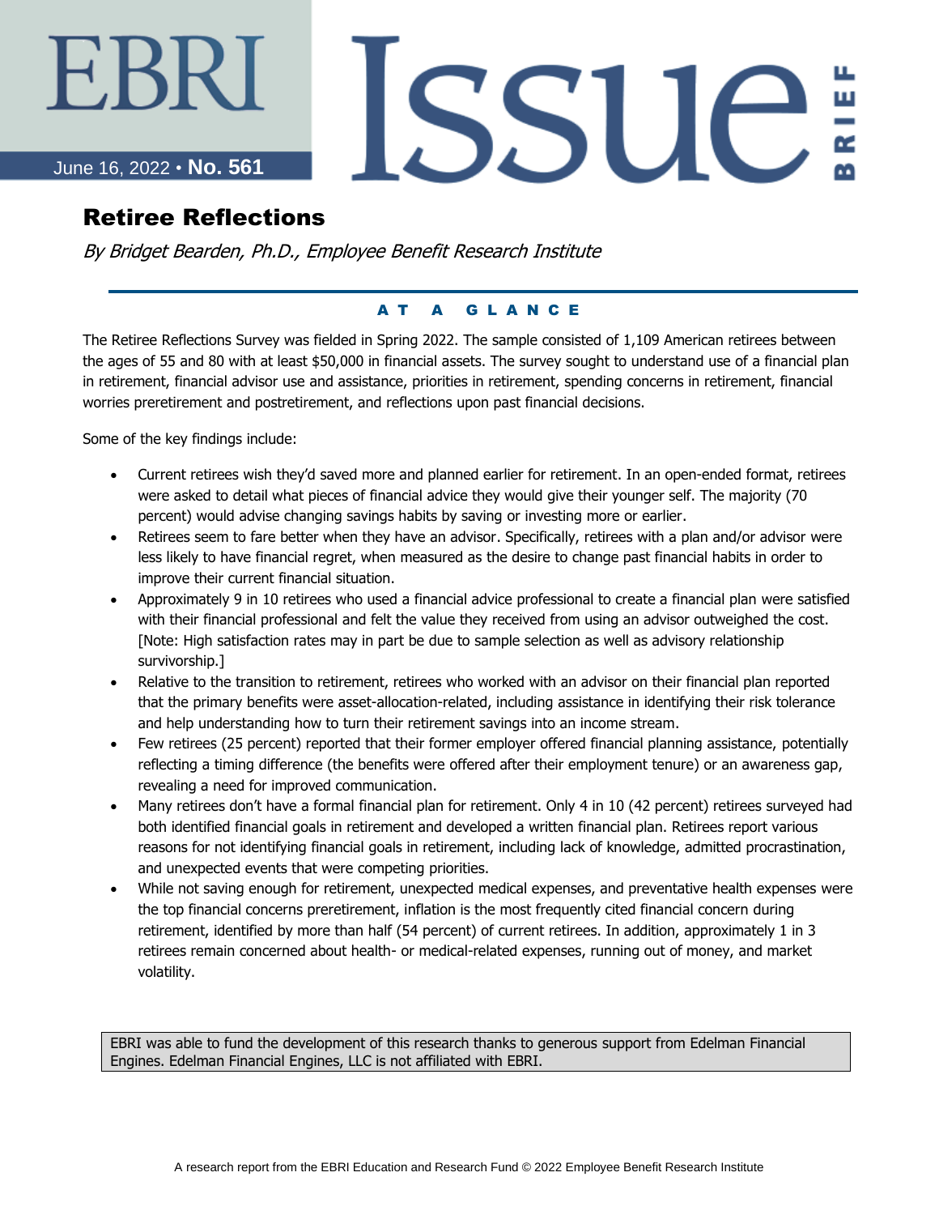EBRI Issue Brief

June 16, 2022 • **No. 561**

# Retiree Reflections

*By Bridget Bearden, Ph.D., Employee Benefit Research Institute*

## AT A GLANCE

The Retiree Reflections Survey was fielded in Spring 2022. The sample consisted of 1,109 American retirees between the ages of 55 and 80 with at least $50,000 in financial assets. The survey sought to understand use of a financial plan in retirement, financial advisor use and assistance, priorities in retirement, spending concerns in retirement, financial worries preretirement and postretirement, and reflections upon past financial decisions.

Some of the key findings include:

- Current retirees wish they'd saved more and planned earlier for retirement. In an open-ended format, retirees were asked to detail what pieces of financial advice they would give their younger self. The majority (70 percent) would advise changing savings habits by saving or investing more or earlier.
- Retirees seem to fare better when they have an advisor. Specifically, retirees with a plan and/or advisor were less likely to have financial regret, when measured as the desire to change past financial habits in order to improve their current financial situation.
- Approximately 9 in 10 retirees who used a financial advice professional to create a financial plan were satisfied with their financial professional and felt the value they received from using an advisor outweighed the cost. [Note: High satisfaction rates may in part be due to sample selection as well as advisory relationship survivorship.]
- Relative to the transition to retirement, retirees who worked with an advisor on their financial plan reported that the primary benefits were asset-allocation-related, including assistance in identifying their risk tolerance and help understanding how to turn their retirement savings into an income stream.
- Few retirees (25 percent) reported that their former employer offered financial planning assistance, potentially reflecting a timing difference (the benefits were offered after their employment tenure) or an awareness gap, revealing a need for improved communication.
- Many retirees don't have a formal financial plan for retirement. Only 4 in 10 (42 percent) retirees surveyed had both identified financial goals in retirement and developed a written financial plan. Retirees report various reasons for not identifying financial goals in retirement, including lack of knowledge, admitted procrastination, and unexpected events that were competing priorities.
- While not saving enough for retirement, unexpected medical expenses, and preventative health expenses were the top financial concerns preretirement, inflation is the most frequently cited financial concern during retirement, identified by more than half (54 percent) of current retirees. In addition, approximately 1 in 3 retirees remain concerned about health- or medical-related expenses, running out of money, and market volatility.

EBRI was able to fund the development of this research thanks to generous support from Edelman Financial Engines. Edelman Financial Engines, LLC is not affiliated with EBRI.

A research report from the EBRI Education and Research Fund © 2022 Employee Benefit Research Institute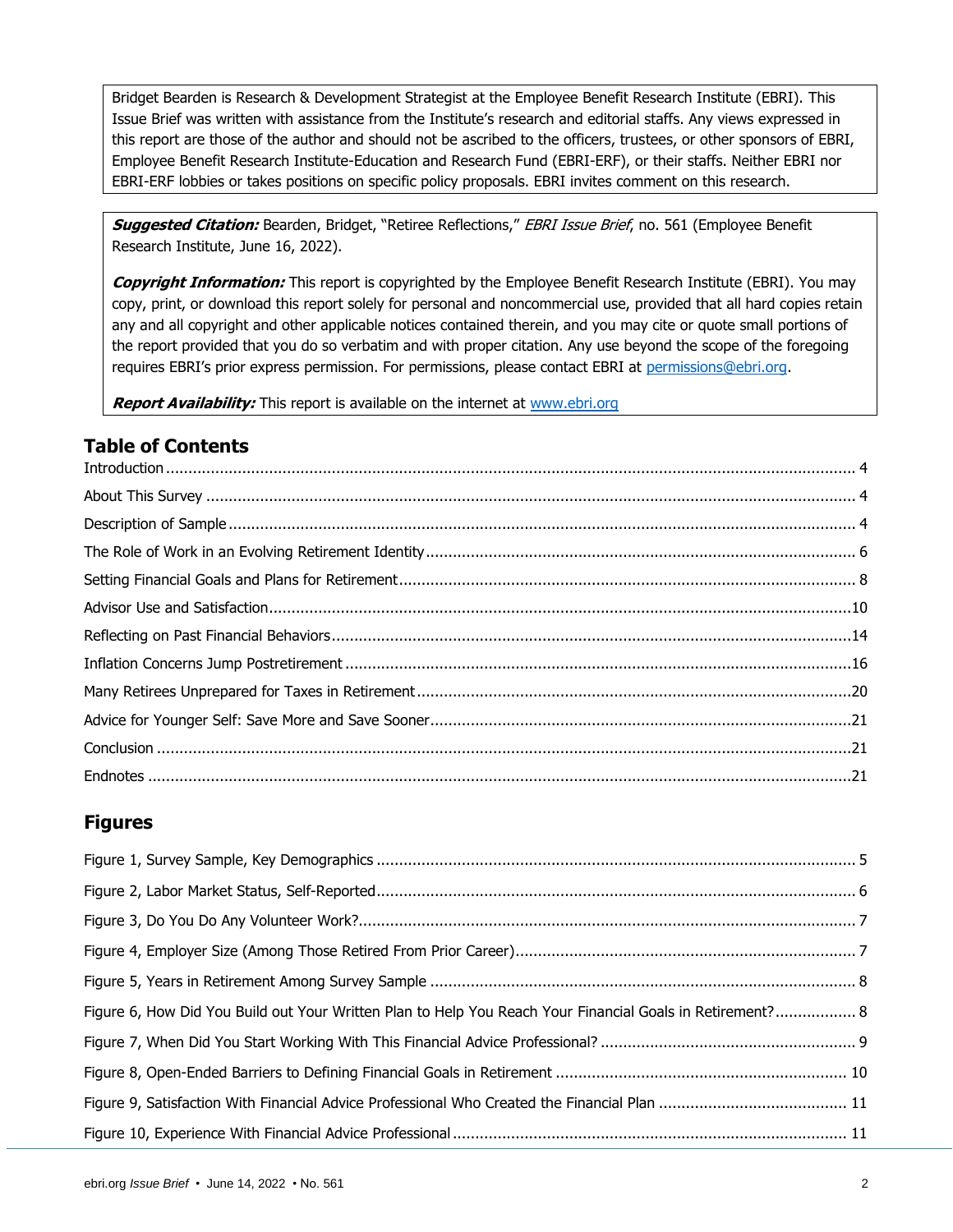Bridget Bearden is Research & Development Strategist at the Employee Benefit Research Institute (EBRI). This Issue Brief was written with assistance from the Institute's research and editorial staffs. Any views expressed in this report are those of the author and should not be ascribed to the officers, trustees, or other sponsors of EBRI, Employee Benefit Research Institute-Education and Research Fund (EBRI-ERF), or their staffs. Neither EBRI nor EBRI-ERF lobbies or takes positions on specific policy proposals. EBRI invites comment on this research.

***Suggested Citation:*** Bearden, Bridget, "Retiree Reflections," *EBRI Issue Brief*, no. 561 (Employee Benefit Research Institute, June 16, 2022).

***Copyright Information:*** This report is copyrighted by the Employee Benefit Research Institute (EBRI). You may copy, print, or download this report solely for personal and noncommercial use, provided that all hard copies retain any and all copyright and other applicable notices contained therein, and you may cite or quote small portions of the report provided that you do so verbatim and with proper citation. Any use beyond the scope of the foregoing requires EBRI's prior express permission. For permissions, please contact EBRI at permissions@ebri.org.

***Report Availability:*** This report is available on the internet at www.ebri.org

## Table of Contents

- Introduction ..... 4
- About This Survey ..... 4
- Description of Sample ..... 4
- The Role of Work in an Evolving Retirement Identity ..... 6
- Setting Financial Goals and Plans for Retirement ..... 8
- Advisor Use and Satisfaction ..... 10
- Reflecting on Past Financial Behaviors ..... 14
- Inflation Concerns Jump Postretirement ..... 16
- Many Retirees Unprepared for Taxes in Retirement ..... 20
- Advice for Younger Self: Save More and Save Sooner ..... 21
- Conclusion ..... 21
- Endnotes ..... 21

## Figures

- Figure 1, Survey Sample, Key Demographics ..... 5
- Figure 2, Labor Market Status, Self-Reported ..... 6
- Figure 3, Do You Do Any Volunteer Work? ..... 7
- Figure 4, Employer Size (Among Those Retired From Prior Career) ..... 7
- Figure 5, Years in Retirement Among Survey Sample ..... 8
- Figure 6, How Did You Build out Your Written Plan to Help You Reach Your Financial Goals in Retirement? ..... 8
- Figure 7, When Did You Start Working With This Financial Advice Professional? ..... 9
- Figure 8, Open-Ended Barriers to Defining Financial Goals in Retirement ..... 10
- Figure 9, Satisfaction With Financial Advice Professional Who Created the Financial Plan ..... 11
- Figure 10, Experience With Financial Advice Professional ..... 11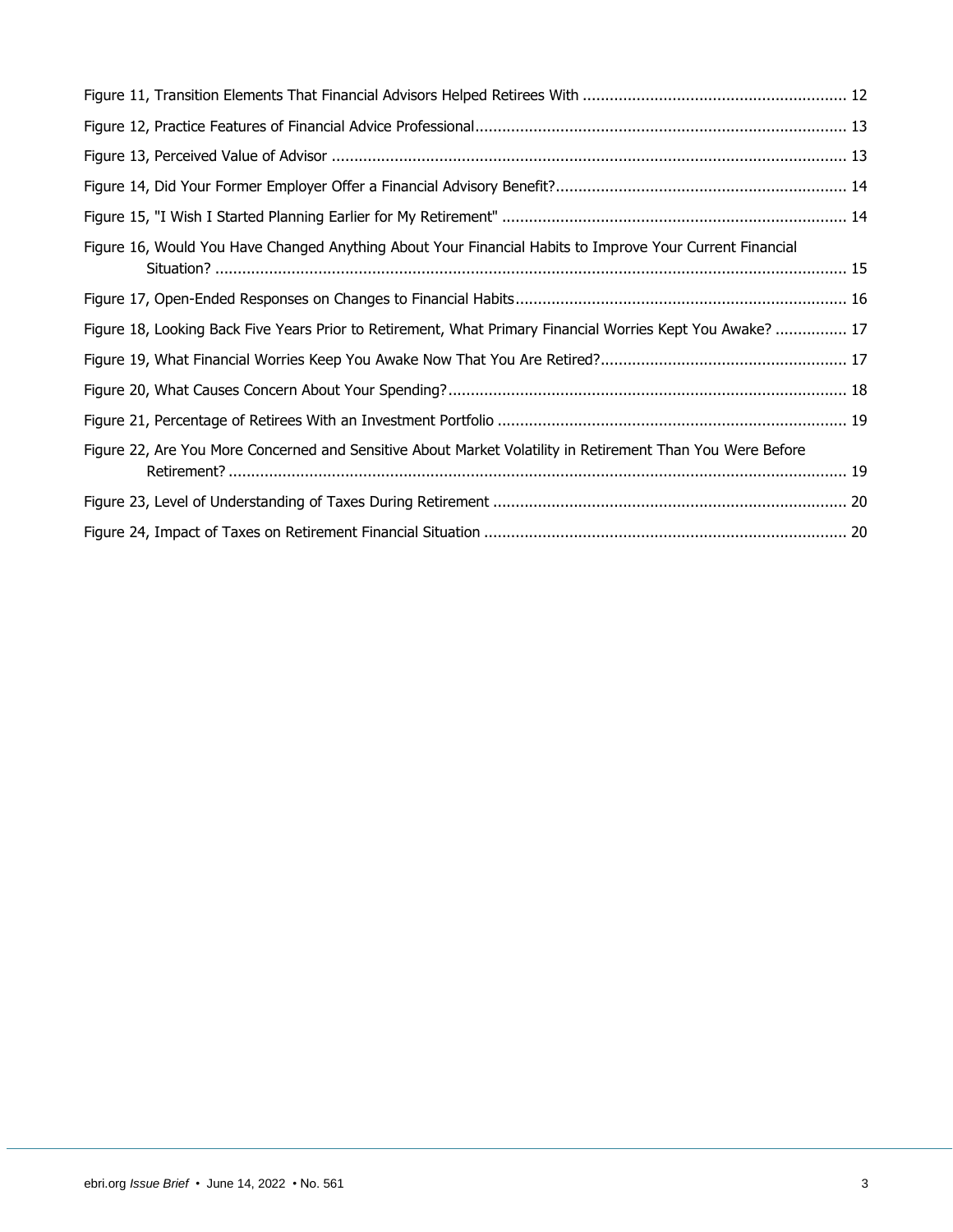Figure 11, Transition Elements That Financial Advisors Helped Retirees With .......................................................... 12

Figure 12, Practice Features of Financial Advice Professional................................................................................. 13

Figure 13, Perceived Value of Advisor ................................................................................................................. 13

Figure 14, Did Your Former Employer Offer a Financial Advisory Benefit?................................................................ 14

Figure 15, "I Wish I Started Planning Earlier for My Retirement" ............................................................................ 14

Figure 16, Would You Have Changed Anything About Your Financial Habits to Improve Your Current Financial Situation? ........................................................................................................................................... 15

Figure 17, Open-Ended Responses on Changes to Financial Habits......................................................................... 16

Figure 18, Looking Back Five Years Prior to Retirement, What Primary Financial Worries Kept You Awake? ................ 17

Figure 19, What Financial Worries Keep You Awake Now That You Are Retired?...................................................... 17

Figure 20, What Causes Concern About Your Spending?........................................................................................ 18

Figure 21, Percentage of Retirees With an Investment Portfolio ............................................................................. 19

Figure 22, Are You More Concerned and Sensitive About Market Volatility in Retirement Than You Were Before Retirement? ......................................................................................................................................... 19

Figure 23, Level of Understanding of Taxes During Retirement .............................................................................. 20

Figure 24, Impact of Taxes on Retirement Financial Situation ................................................................................ 20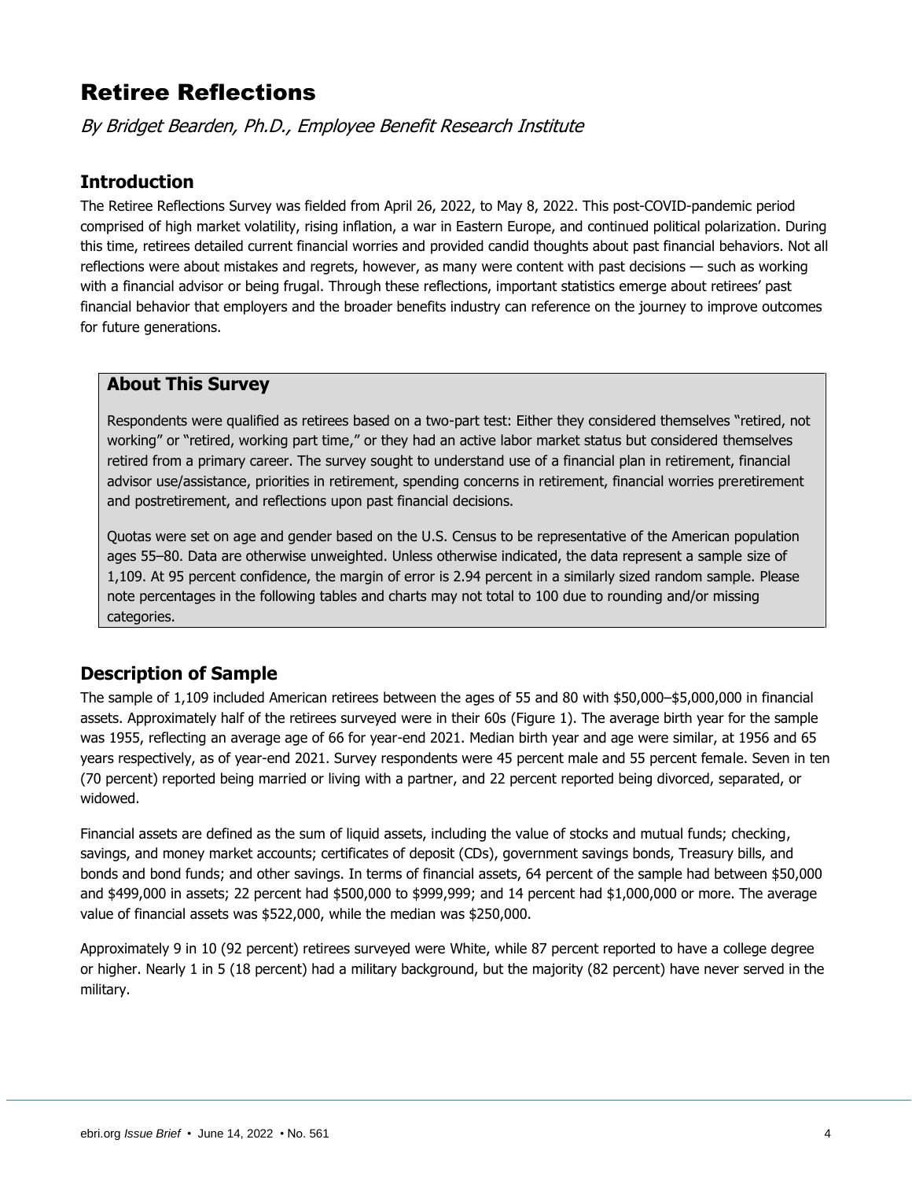# Retiree Reflections

*By Bridget Bearden, Ph.D., Employee Benefit Research Institute*

## Introduction

The Retiree Reflections Survey was fielded from April 26, 2022, to May 8, 2022. This post-COVID-pandemic period comprised of high market volatility, rising inflation, a war in Eastern Europe, and continued political polarization. During this time, retirees detailed current financial worries and provided candid thoughts about past financial behaviors. Not all reflections were about mistakes and regrets, however, as many were content with past decisions — such as working with a financial advisor or being frugal. Through these reflections, important statistics emerge about retirees' past financial behavior that employers and the broader benefits industry can reference on the journey to improve outcomes for future generations.

### About This Survey

Respondents were qualified as retirees based on a two-part test: Either they considered themselves "retired, not working" or "retired, working part time," or they had an active labor market status but considered themselves retired from a primary career. The survey sought to understand use of a financial plan in retirement, financial advisor use/assistance, priorities in retirement, spending concerns in retirement, financial worries preretirement and postretirement, and reflections upon past financial decisions.

Quotas were set on age and gender based on the U.S. Census to be representative of the American population ages 55–80. Data are otherwise unweighted. Unless otherwise indicated, the data represent a sample size of 1,109. At 95 percent confidence, the margin of error is 2.94 percent in a similarly sized random sample. Please note percentages in the following tables and charts may not total to 100 due to rounding and/or missing categories.

## Description of Sample

The sample of 1,109 included American retirees between the ages of 55 and 80 with $50,000–$5,000,000 in financial assets. Approximately half of the retirees surveyed were in their 60s (Figure 1). The average birth year for the sample was 1955, reflecting an average age of 66 for year-end 2021. Median birth year and age were similar, at 1956 and 65 years respectively, as of year-end 2021. Survey respondents were 45 percent male and 55 percent female. Seven in ten (70 percent) reported being married or living with a partner, and 22 percent reported being divorced, separated, or widowed.

Financial assets are defined as the sum of liquid assets, including the value of stocks and mutual funds; checking, savings, and money market accounts; certificates of deposit (CDs), government savings bonds, Treasury bills, and bonds and bond funds; and other savings. In terms of financial assets, 64 percent of the sample had between $50,000 and $499,000 in assets; 22 percent had $500,000 to $999,999; and 14 percent had $1,000,000 or more. The average value of financial assets was $522,000, while the median was $250,000.

Approximately 9 in 10 (92 percent) retirees surveyed were White, while 87 percent reported to have a college degree or higher. Nearly 1 in 5 (18 percent) had a military background, but the majority (82 percent) have never served in the military.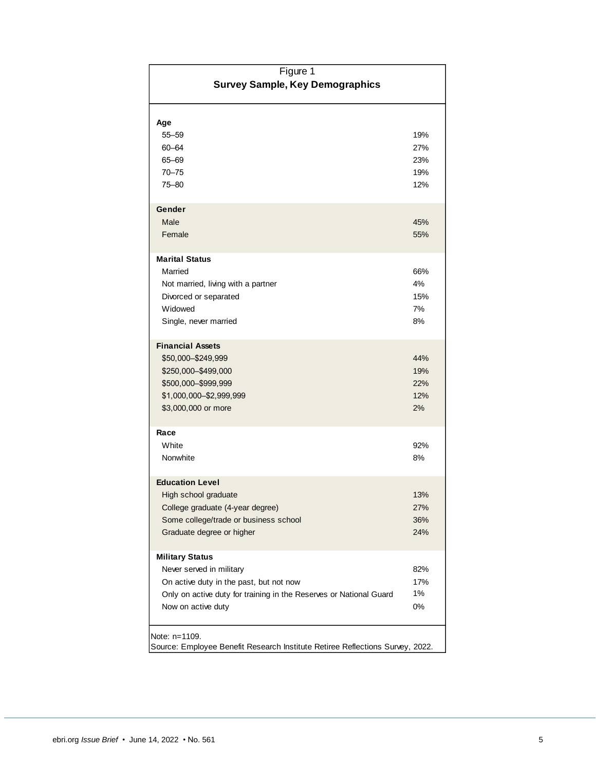Figure 1

**Survey Sample, Key Demographics**

| | |
|---|---|
| **Age** | |
| 55–59 | 19% |
| 60–64 | 27% |
| 65–69 | 23% |
| 70–75 | 19% |
| 75–80 | 12% |
| **Gender** | |
| Male | 45% |
| Female | 55% |
| **Marital Status** | |
| Married | 66% |
| Not married, living with a partner | 4% |
| Divorced or separated | 15% |
| Widowed | 7% |
| Single, never married | 8% |
| **Financial Assets** | |
| $50,000–$249,999 | 44% |
| $250,000–$499,000 | 19% |
| $500,000–$999,999 | 22% |
| $1,000,000–$2,999,999 | 12% |
| $3,000,000 or more | 2% |
| **Race** | |
| White | 92% |
| Nonwhite | 8% |
| **Education Level** | |
| High school graduate | 13% |
| College graduate (4-year degree) | 27% |
| Some college/trade or business school | 36% |
| Graduate degree or higher | 24% |
| **Military Status** | |
| Never served in military | 82% |
| On active duty in the past, but not now | 17% |
| Only on active duty for training in the Reserves or National Guard | 1% |
| Now on active duty | 0% |

Note: n=1109.
Source: Employee Benefit Research Institute Retiree Reflections Survey, 2022.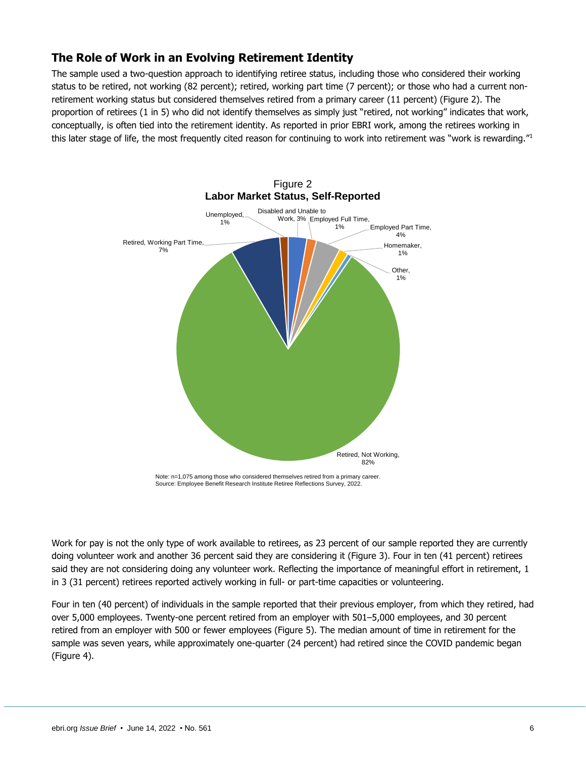## The Role of Work in an Evolving Retirement Identity

The sample used a two-question approach to identifying retiree status, including those who considered their working status to be retired, not working (82 percent); retired, working part time (7 percent); or those who had a current non-retirement working status but considered themselves retired from a primary career (11 percent) (Figure 2). The proportion of retirees (1 in 5) who did not identify themselves as simply just "retired, not working" indicates that work, conceptually, is often tied into the retirement identity. As reported in prior EBRI work, among the retirees working in this later stage of life, the most frequently cited reason for continuing to work into retirement was "work is rewarding."[1]

Figure 2
**Labor Market Status, Self-Reported**

| Status | Percent |
|---|---|
| Retired, Not Working | 82% |
| Retired, Working Part Time | 7% |
| Unemployed | 1% |
| Disabled and Unable to Work | 3% |
| Employed Full Time | 1% |
| Employed Part Time | 4% |
| Homemaker | 1% |
| Other | 1% |

Note: n=1,075 among those who considered themselves retired from a primary career.
Source: Employee Benefit Research Institute Retiree Reflections Survey, 2022.

Work for pay is not the only type of work available to retirees, as 23 percent of our sample reported they are currently doing volunteer work and another 36 percent said they are considering it (Figure 3). Four in ten (41 percent) retirees said they are not considering doing any volunteer work. Reflecting the importance of meaningful effort in retirement, 1 in 3 (31 percent) retirees reported actively working in full- or part-time capacities or volunteering.

Four in ten (40 percent) of individuals in the sample reported that their previous employer, from which they retired, had over 5,000 employees. Twenty-one percent retired from an employer with 501–5,000 employees, and 30 percent retired from an employer with 500 or fewer employees (Figure 5). The median amount of time in retirement for the sample was seven years, while approximately one-quarter (24 percent) had retired since the COVID pandemic began (Figure 4).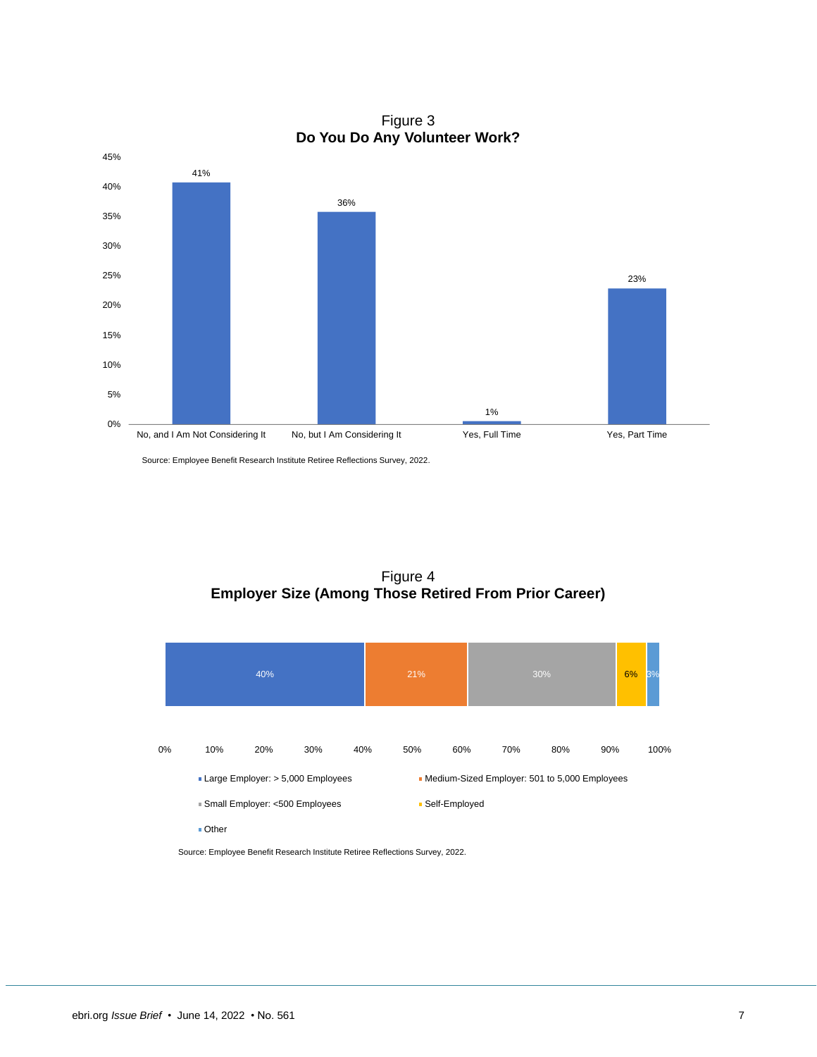Figure 3
**Do You Do Any Volunteer Work?**

| Response | Percentage |
|---|---|
| No, and I Am Not Considering It | 41% |
| No, but I Am Considering It | 36% |
| Yes, Full Time | 1% |
| Yes, Part Time | 23% |

Source: Employee Benefit Research Institute Retiree Reflections Survey, 2022.

Figure 4
**Employer Size (Among Those Retired From Prior Career)**

| Employer Size | Percentage |
|---|---|
| Large Employer: > 5,000 Employees | 40% |
| Medium-Sized Employer: 501 to 5,000 Employees | 21% |
| Small Employer: <500 Employees | 30% |
| Self-Employed | 6% |
| Other | 3% |

Source: Employee Benefit Research Institute Retiree Reflections Survey, 2022.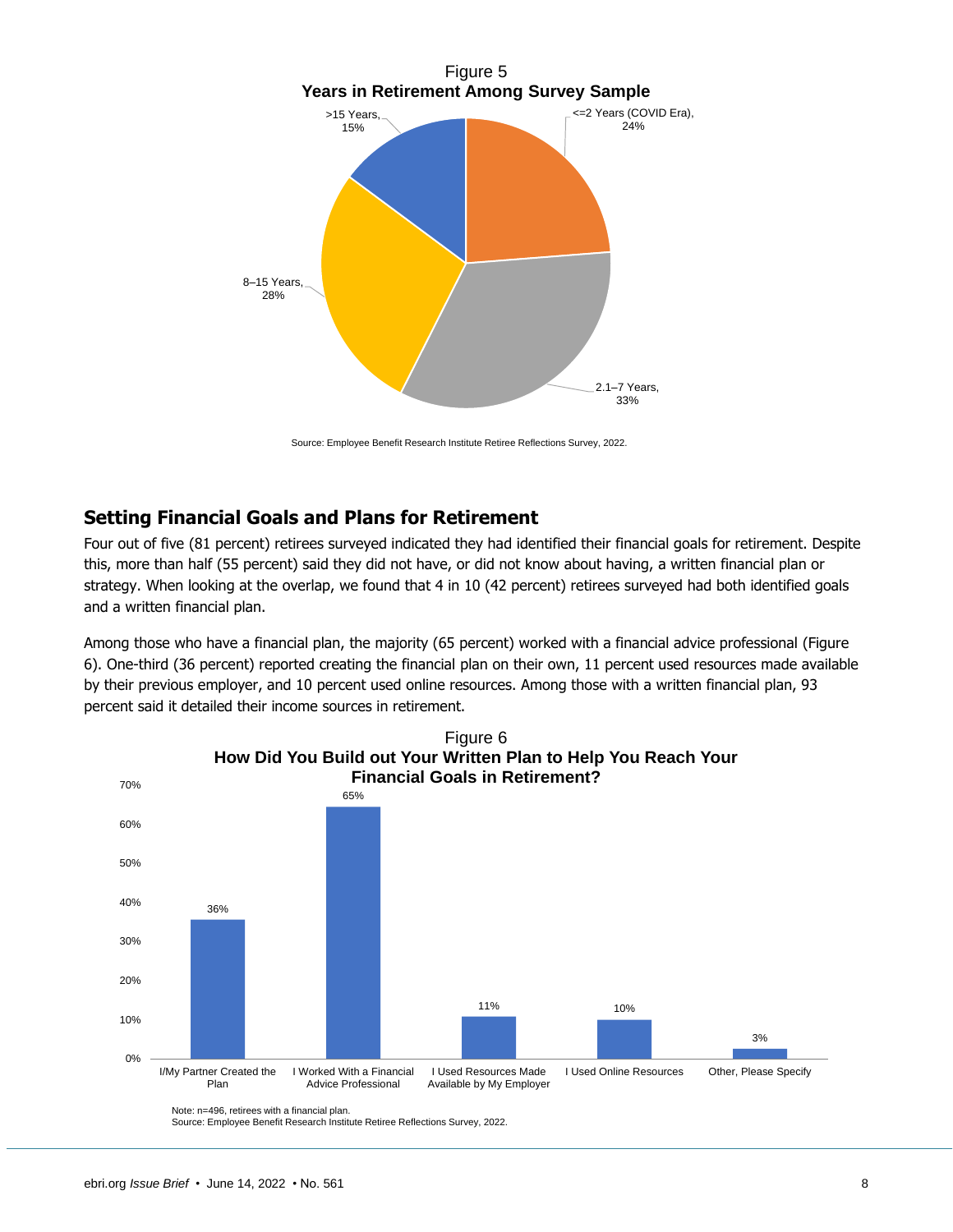Figure 5
**Years in Retirement Among Survey Sample**

| Years in Retirement | Percent |
|---|---|
| <=2 Years (COVID Era) | 24% |
| 2.1–7 Years | 33% |
| 8–15 Years | 28% |
| >15 Years | 15% |

Source: Employee Benefit Research Institute Retiree Reflections Survey, 2022.

## Setting Financial Goals and Plans for Retirement

Four out of five (81 percent) retirees surveyed indicated they had identified their financial goals for retirement. Despite this, more than half (55 percent) said they did not have, or did not know about having, a written financial plan or strategy. When looking at the overlap, we found that 4 in 10 (42 percent) retirees surveyed had both identified goals and a written financial plan.

Among those who have a financial plan, the majority (65 percent) worked with a financial advice professional (Figure 6). One-third (36 percent) reported creating the financial plan on their own, 11 percent used resources made available by their previous employer, and 10 percent used online resources. Among those with a written financial plan, 93 percent said it detailed their income sources in retirement.

Figure 6
**How Did You Build out Your Written Plan to Help You Reach Your Financial Goals in Retirement?**

| Response | Percent |
|---|---|
| I/My Partner Created the Plan | 36% |
| I Worked With a Financial Advice Professional | 65% |
| I Used Resources Made Available by My Employer | 11% |
| I Used Online Resources | 10% |
| Other, Please Specify | 3% |

Note: n=496, retirees with a financial plan.
Source: Employee Benefit Research Institute Retiree Reflections Survey, 2022.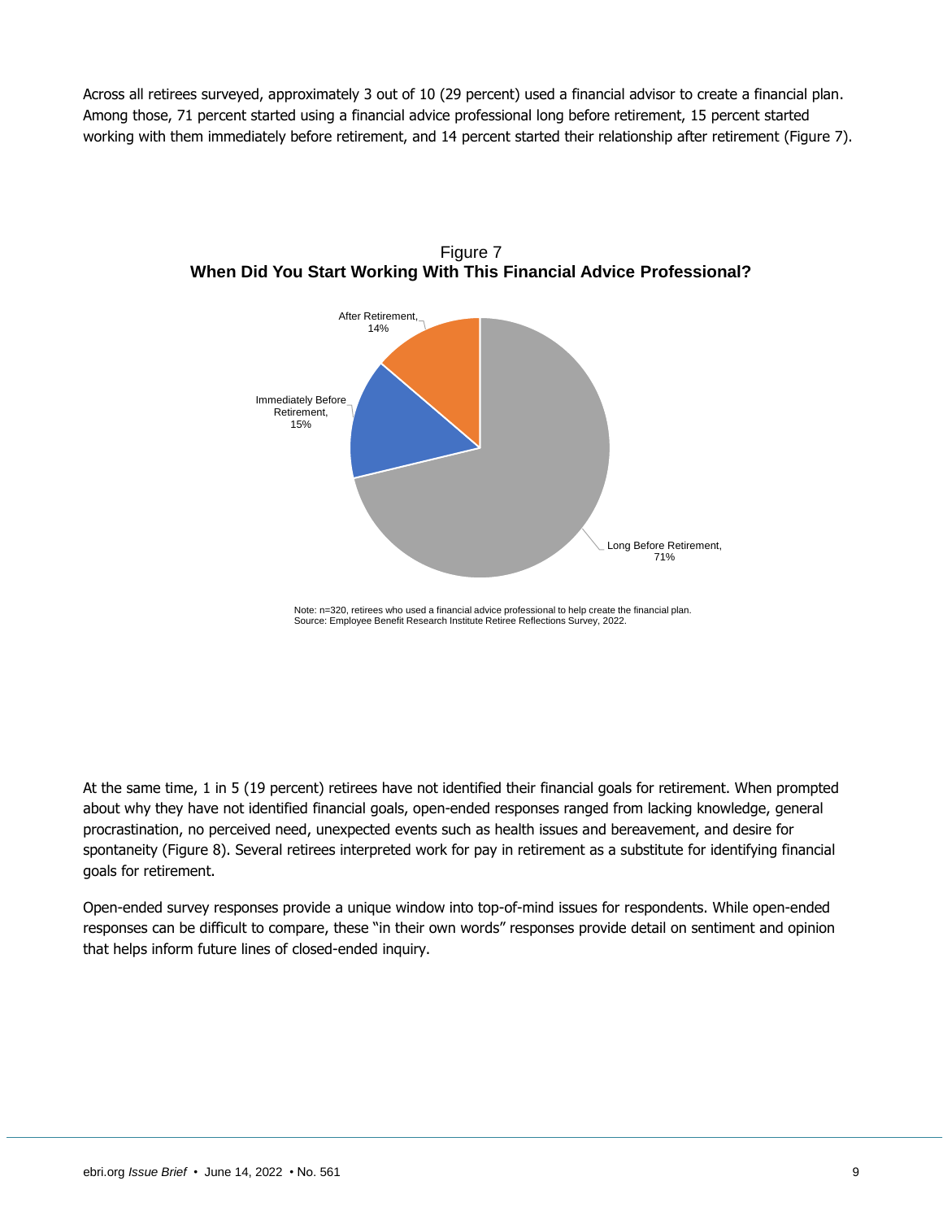Across all retirees surveyed, approximately 3 out of 10 (29 percent) used a financial advisor to create a financial plan. Among those, 71 percent started using a financial advice professional long before retirement, 15 percent started working with them immediately before retirement, and 14 percent started their relationship after retirement (Figure 7).

Figure 7
**When Did You Start Working With This Financial Advice Professional?**

After Retirement, 14%

Immediately Before Retirement, 15%

Long Before Retirement, 71%

Note: n=320, retirees who used a financial advice professional to help create the financial plan.
Source: Employee Benefit Research Institute Retiree Reflections Survey, 2022.

At the same time, 1 in 5 (19 percent) retirees have not identified their financial goals for retirement. When prompted about why they have not identified financial goals, open-ended responses ranged from lacking knowledge, general procrastination, no perceived need, unexpected events such as health issues and bereavement, and desire for spontaneity (Figure 8). Several retirees interpreted work for pay in retirement as a substitute for identifying financial goals for retirement.

Open-ended survey responses provide a unique window into top-of-mind issues for respondents. While open-ended responses can be difficult to compare, these "in their own words" responses provide detail on sentiment and opinion that helps inform future lines of closed-ended inquiry.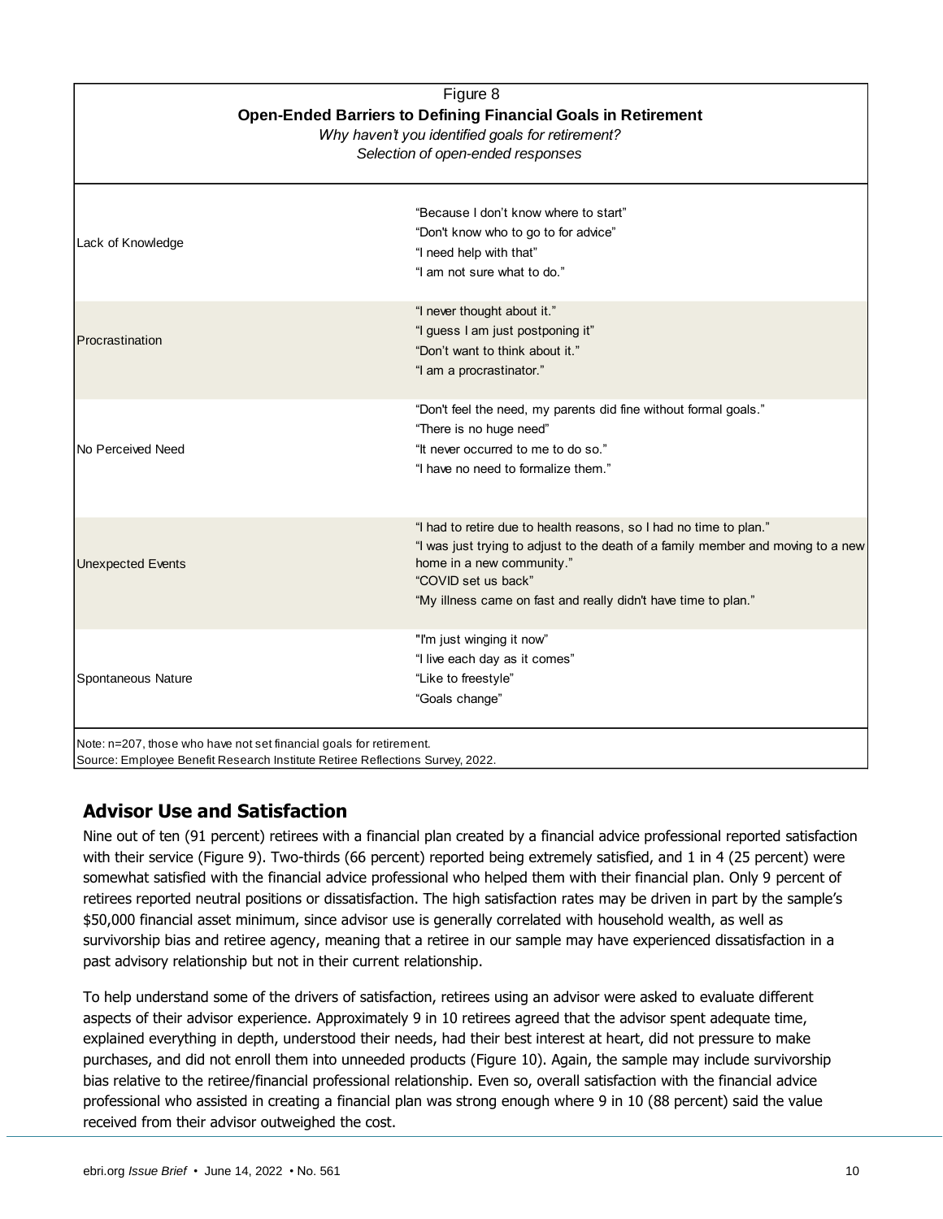Figure 8

**Open-Ended Barriers to Defining Financial Goals in Retirement**

*Why haven't you identified goals for retirement?*

*Selection of open-ended responses*

| | |
|---|---|
| Lack of Knowledge | "Because I don't know where to start"<br>"Don't know who to go to for advice"<br>"I need help with that"<br>"I am not sure what to do." |
| Procrastination | "I never thought about it."<br>"I guess I am just postponing it"<br>"Don't want to think about it."<br>"I am a procrastinator." |
| No Perceived Need | "Don't feel the need, my parents did fine without formal goals."<br>"There is no huge need"<br>"It never occurred to me to do so."<br>"I have no need to formalize them." |
| Unexpected Events | "I had to retire due to health reasons, so I had no time to plan."<br>"I was just trying to adjust to the death of a family member and moving to a new home in a new community."<br>"COVID set us back"<br>"My illness came on fast and really didn't have time to plan." |
| Spontaneous Nature | "I'm just winging it now"<br>"I live each day as it comes"<br>"Like to freestyle"<br>"Goals change" |

Note: n=207, those who have not set financial goals for retirement.
Source: Employee Benefit Research Institute Retiree Reflections Survey, 2022.

## Advisor Use and Satisfaction

Nine out of ten (91 percent) retirees with a financial plan created by a financial advice professional reported satisfaction with their service (Figure 9). Two-thirds (66 percent) reported being extremely satisfied, and 1 in 4 (25 percent) were somewhat satisfied with the financial advice professional who helped them with their financial plan. Only 9 percent of retirees reported neutral positions or dissatisfaction. The high satisfaction rates may be driven in part by the sample's $50,000 financial asset minimum, since advisor use is generally correlated with household wealth, as well as survivorship bias and retiree agency, meaning that a retiree in our sample may have experienced dissatisfaction in a past advisory relationship but not in their current relationship.

To help understand some of the drivers of satisfaction, retirees using an advisor were asked to evaluate different aspects of their advisor experience. Approximately 9 in 10 retirees agreed that the advisor spent adequate time, explained everything in depth, understood their needs, had their best interest at heart, did not pressure to make purchases, and did not enroll them into unneeded products (Figure 10). Again, the sample may include survivorship bias relative to the retiree/financial professional relationship. Even so, overall satisfaction with the financial advice professional who assisted in creating a financial plan was strong enough where 9 in 10 (88 percent) said the value received from their advisor outweighed the cost.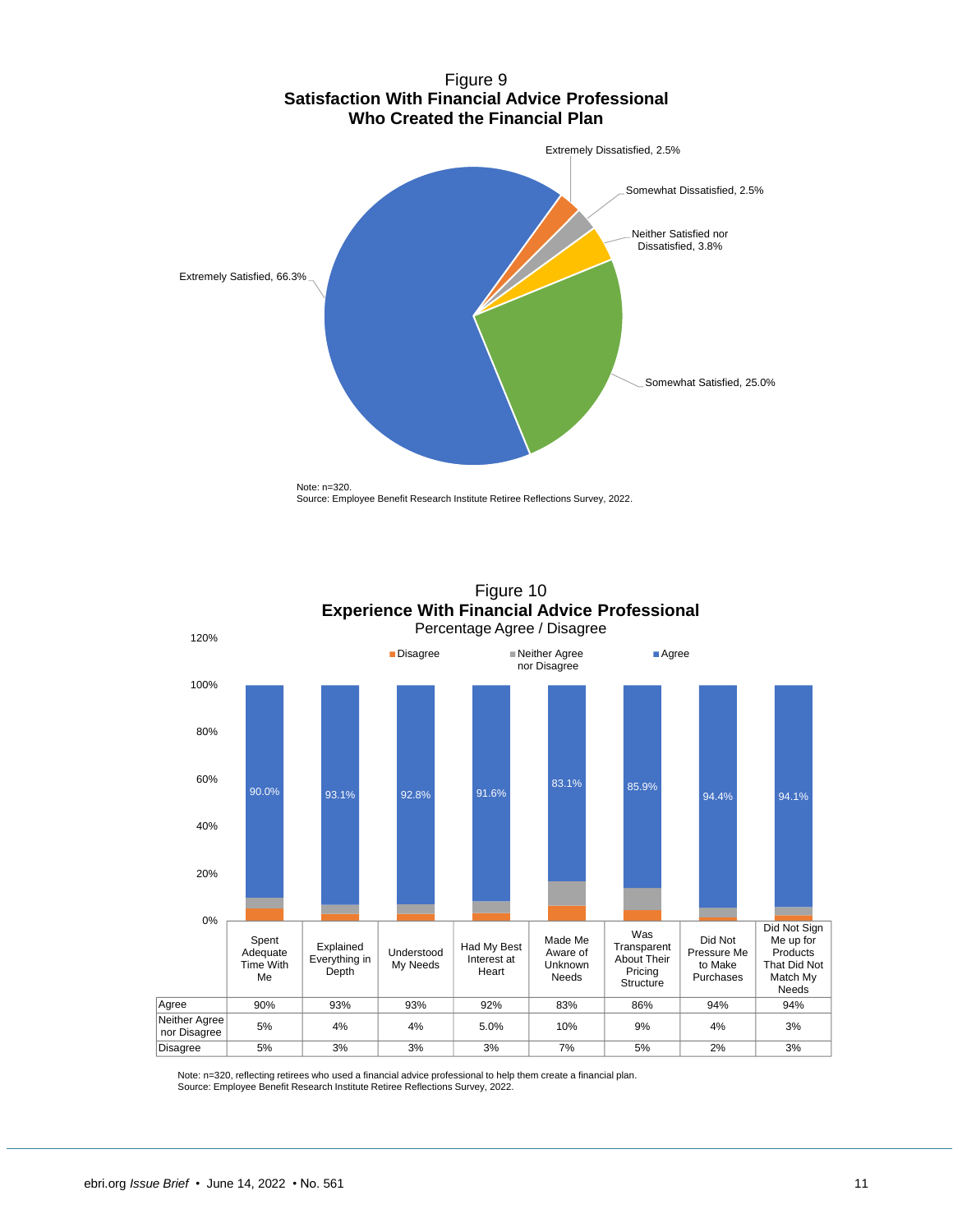Figure 9
**Satisfaction With Financial Advice Professional Who Created the Financial Plan**

Extremely Dissatisfied, 2.5%
Somewhat Dissatisfied, 2.5%
Neither Satisfied nor Dissatisfied, 3.8%
Somewhat Satisfied, 25.0%
Extremely Satisfied, 66.3%

Note: n=320.
Source: Employee Benefit Research Institute Retiree Reflections Survey, 2022.

Figure 10
**Experience With Financial Advice Professional**
Percentage Agree / Disagree

| | Spent Adequate Time With Me | Explained Everything in Depth | Understood My Needs | Had My Best Interest at Heart | Made Me Aware of Unknown Needs | Was Transparent About Their Pricing Structure | Did Not Pressure Me to Make Purchases | Did Not Sign Me up for Products That Did Not Match My Needs |
|---|---|---|---|---|---|---|---|---|
| Agree | 90% | 93% | 93% | 92% | 83% | 86% | 94% | 94% |
| Neither Agree nor Disagree | 5% | 4% | 4% | 5.0% | 10% | 9% | 4% | 3% |
| Disagree | 5% | 3% | 3% | 3% | 7% | 5% | 2% | 3% |

Note: n=320, reflecting retirees who used a financial advice professional to help them create a financial plan.
Source: Employee Benefit Research Institute Retiree Reflections Survey, 2022.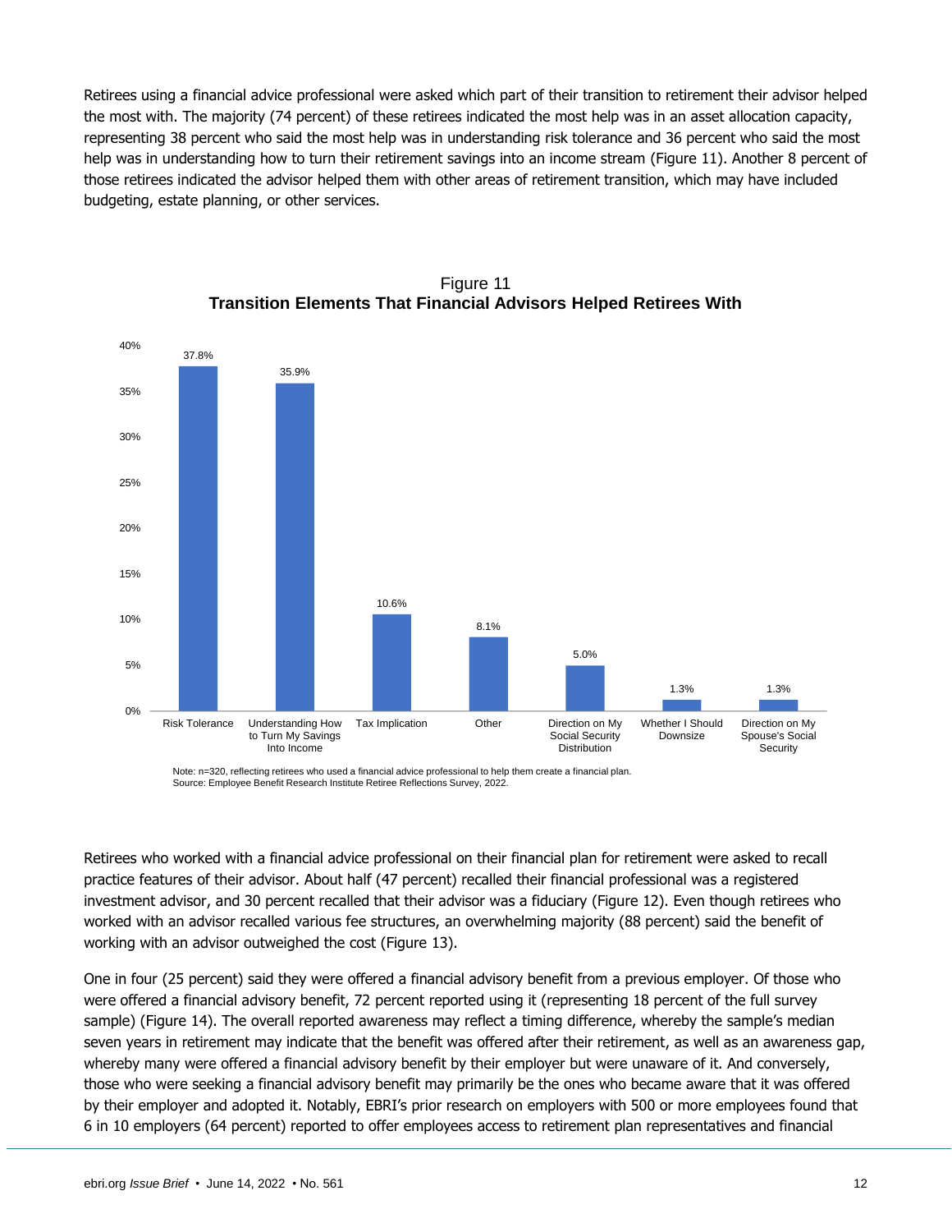Retirees using a financial advice professional were asked which part of their transition to retirement their advisor helped the most with. The majority (74 percent) of these retirees indicated the most help was in an asset allocation capacity, representing 38 percent who said the most help was in understanding risk tolerance and 36 percent who said the most help was in understanding how to turn their retirement savings into an income stream (Figure 11). Another 8 percent of those retirees indicated the advisor helped them with other areas of retirement transition, which may have included budgeting, estate planning, or other services.

Figure 11
**Transition Elements That Financial Advisors Helped Retirees With**

| Transition Element | Percent |
|---|---|
| Risk Tolerance | 37.8% |
| Understanding How to Turn My Savings Into Income | 35.9% |
| Tax Implication | 10.6% |
| Other | 8.1% |
| Direction on My Social Security Distribution | 5.0% |
| Whether I Should Downsize | 1.3% |
| Direction on My Spouse's Social Security | 1.3% |

Note: n=320, reflecting retirees who used a financial advice professional to help them create a financial plan.
Source: Employee Benefit Research Institute Retiree Reflections Survey, 2022.

Retirees who worked with a financial advice professional on their financial plan for retirement were asked to recall practice features of their advisor. About half (47 percent) recalled their financial professional was a registered investment advisor, and 30 percent recalled that their advisor was a fiduciary (Figure 12). Even though retirees who worked with an advisor recalled various fee structures, an overwhelming majority (88 percent) said the benefit of working with an advisor outweighed the cost (Figure 13).

One in four (25 percent) said they were offered a financial advisory benefit from a previous employer. Of those who were offered a financial advisory benefit, 72 percent reported using it (representing 18 percent of the full survey sample) (Figure 14). The overall reported awareness may reflect a timing difference, whereby the sample's median seven years in retirement may indicate that the benefit was offered after their retirement, as well as an awareness gap, whereby many were offered a financial advisory benefit by their employer but were unaware of it. And conversely, those who were seeking a financial advisory benefit may primarily be the ones who became aware that it was offered by their employer and adopted it. Notably, EBRI's prior research on employers with 500 or more employees found that 6 in 10 employers (64 percent) reported to offer employees access to retirement plan representatives and financial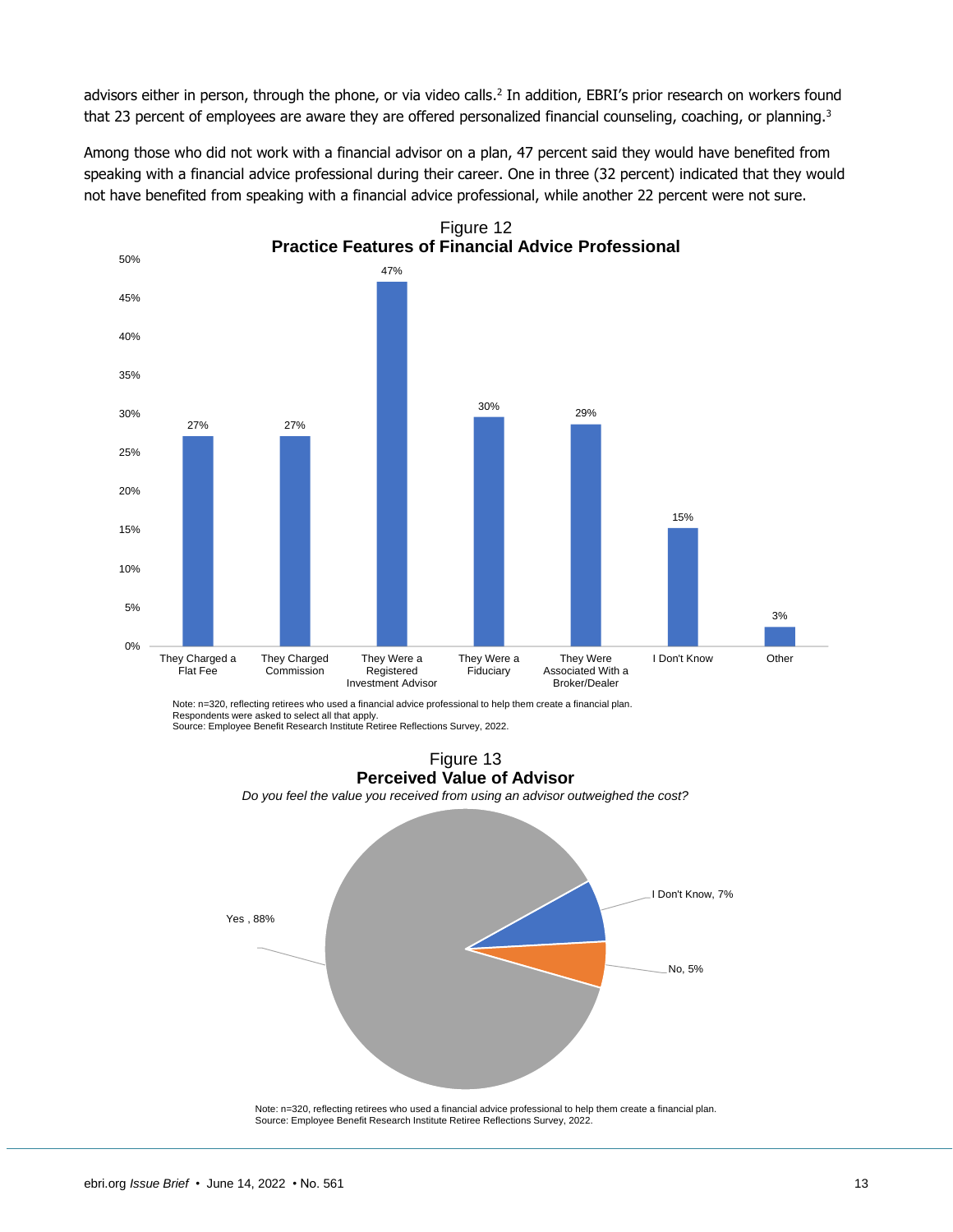advisors either in person, through the phone, or via video calls.[2] In addition, EBRI's prior research on workers found that 23 percent of employees are aware they are offered personalized financial counseling, coaching, or planning.[3]

Among those who did not work with a financial advisor on a plan, 47 percent said they would have benefited from speaking with a financial advice professional during their career. One in three (32 percent) indicated that they would not have benefited from speaking with a financial advice professional, while another 22 percent were not sure.

Figure 12
**Practice Features of Financial Advice Professional**

| Feature | Percent |
|---|---|
| They Charged a Flat Fee | 27% |
| They Charged Commission | 27% |
| They Were a Registered Investment Advisor | 47% |
| They Were a Fiduciary | 30% |
| They Were Associated With a Broker/Dealer | 29% |
| I Don't Know | 15% |
| Other | 3% |

Note: n=320, reflecting retirees who used a financial advice professional to help them create a financial plan. Respondents were asked to select all that apply.
Source: Employee Benefit Research Institute Retiree Reflections Survey, 2022.

Figure 13
**Perceived Value of Advisor**
*Do you feel the value you received from using an advisor outweighed the cost?*

| Response | Percent |
|---|---|
| Yes | 88% |
| I Don't Know | 7% |
| No | 5% |

Note: n=320, reflecting retirees who used a financial advice professional to help them create a financial plan.
Source: Employee Benefit Research Institute Retiree Reflections Survey, 2022.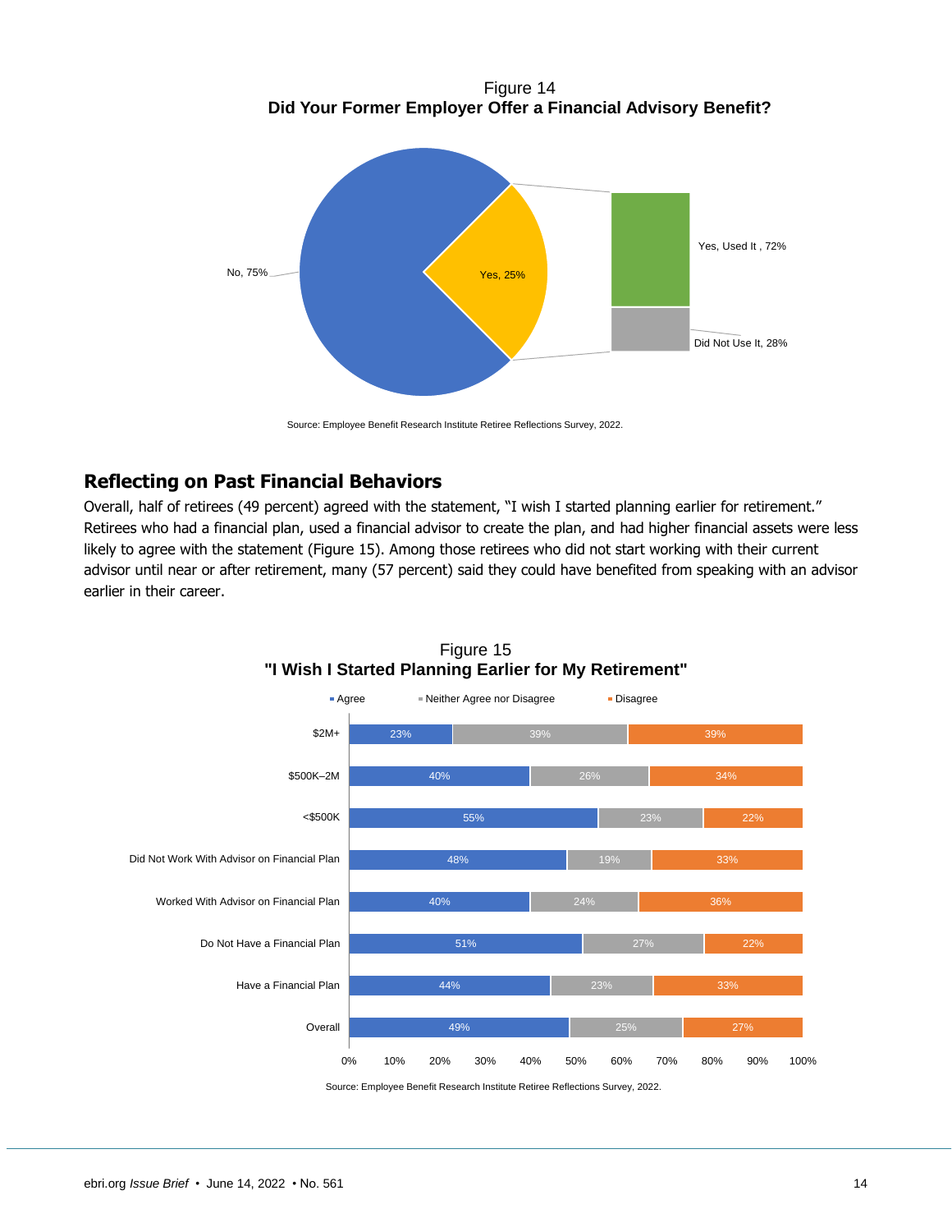Figure 14
**Did Your Former Employer Offer a Financial Advisory Benefit?**

| Response | Percent |
| --- | --- |
| No | 75% |
| Yes | 25% |
| Yes, Used It | 72% |
| Did Not Use It | 28% |

Source: Employee Benefit Research Institute Retiree Reflections Survey, 2022.

## Reflecting on Past Financial Behaviors

Overall, half of retirees (49 percent) agreed with the statement, "I wish I started planning earlier for retirement." Retirees who had a financial plan, used a financial advisor to create the plan, and had higher financial assets were less likely to agree with the statement (Figure 15). Among those retirees who did not start working with their current advisor until near or after retirement, many (57 percent) said they could have benefited from speaking with an advisor earlier in their career.

Figure 15
**"I Wish I Started Planning Earlier for My Retirement"**

| | Agree | Neither Agree nor Disagree | Disagree |
| --- | --- | --- | --- |
| $2M+ | 23% | 39% | 39% |
| $500K–2M | 40% | 26% | 34% |
| <$500K | 55% | 23% | 22% |
| Did Not Work With Advisor on Financial Plan | 48% | 19% | 33% |
| Worked With Advisor on Financial Plan | 40% | 24% | 36% |
| Do Not Have a Financial Plan | 51% | 27% | 22% |
| Have a Financial Plan | 44% | 23% | 33% |
| Overall | 49% | 25% | 27% |

Source: Employee Benefit Research Institute Retiree Reflections Survey, 2022.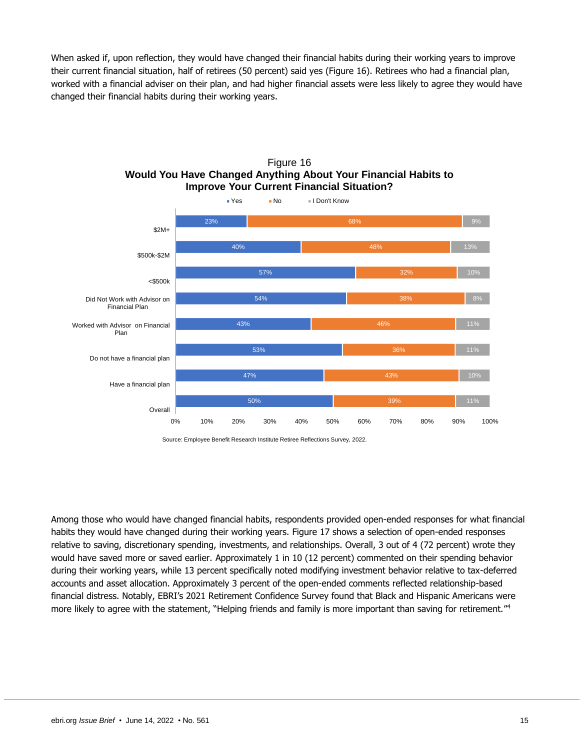When asked if, upon reflection, they would have changed their financial habits during their working years to improve their current financial situation, half of retirees (50 percent) said yes (Figure 16). Retirees who had a financial plan, worked with a financial adviser on their plan, and had higher financial assets were less likely to agree they would have changed their financial habits during their working years.

Figure 16
**Would You Have Changed Anything About Your Financial Habits to Improve Your Current Financial Situation?**

| | Yes | No | I Don't Know |
|---|---|---|---|
| $2M+ | 23% | 68% | 9% |
| $500k-$2M | 40% | 48% | 13% |
| <$500k | 57% | 32% | 10% |
| Did Not Work with Advisor on Financial Plan | 54% | 38% | 8% |
| Worked with Advisor on Financial Plan | 43% | 46% | 11% |
| Do not have a financial plan | 53% | 36% | 11% |
| Have a financial plan | 47% | 43% | 10% |
| Overall | 50% | 39% | 11% |

Source: Employee Benefit Research Institute Retiree Reflections Survey, 2022.

Among those who would have changed financial habits, respondents provided open-ended responses for what financial habits they would have changed during their working years. Figure 17 shows a selection of open-ended responses relative to saving, discretionary spending, investments, and relationships. Overall, 3 out of 4 (72 percent) wrote they would have saved more or saved earlier. Approximately 1 in 10 (12 percent) commented on their spending behavior during their working years, while 13 percent specifically noted modifying investment behavior relative to tax-deferred accounts and asset allocation. Approximately 3 percent of the open-ended comments reflected relationship-based financial distress. Notably, EBRI's 2021 Retirement Confidence Survey found that Black and Hispanic Americans were more likely to agree with the statement, "Helping friends and family is more important than saving for retirement."[4]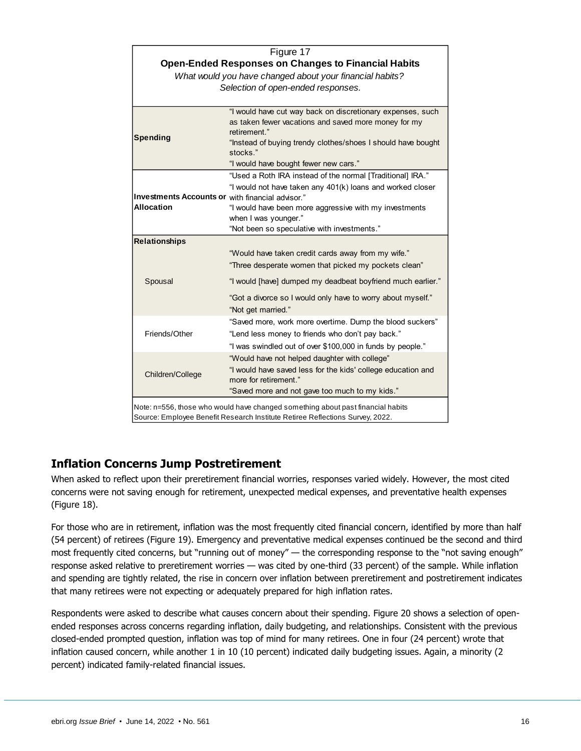Figure 17
**Open-Ended Responses on Changes to Financial Habits**
*What would you have changed about your financial habits?*
*Selection of open-ended responses.*

| | |
|---|---|
| **Spending** | "I would have cut way back on discretionary expenses, such as taken fewer vacations and saved more money for my retirement."<br>"Instead of buying trendy clothes/shoes I should have bought stocks."<br>"I would have bought fewer new cars." |
| **Investments Accounts or Allocation** | "Used a Roth IRA instead of the normal [Traditional] IRA."<br>"I would not have taken any 401(k) loans and worked closer with financial advisor."<br>"I would have been more aggressive with my investments when I was younger."<br>"Not been so speculative with investments." |
| **Relationships** | |
| Spousal | "Would have taken credit cards away from my wife."<br>"Three desperate women that picked my pockets clean"<br>"I would [have] dumped my deadbeat boyfriend much earlier."<br>"Got a divorce so I would only have to worry about myself."<br>"Not get married." |
| Friends/Other | "Saved more, work more overtime. Dump the blood suckers"<br>"Lend less money to friends who don't pay back."<br>"I was swindled out of over $100,000 in funds by people." |
| Children/College | "Would have not helped daughter with college"<br>"I would have saved less for the kids' college education and more for retirement."<br>"Saved more and not gave too much to my kids." |

Note: n=556, those who would have changed something about past financial habits
Source: Employee Benefit Research Institute Retiree Reflections Survey, 2022.

## Inflation Concerns Jump Postretirement

When asked to reflect upon their preretirement financial worries, responses varied widely. However, the most cited concerns were not saving enough for retirement, unexpected medical expenses, and preventative health expenses (Figure 18).

For those who are in retirement, inflation was the most frequently cited financial concern, identified by more than half (54 percent) of retirees (Figure 19). Emergency and preventative medical expenses continued be the second and third most frequently cited concerns, but "running out of money" — the corresponding response to the "not saving enough" response asked relative to preretirement worries — was cited by one-third (33 percent) of the sample. While inflation and spending are tightly related, the rise in concern over inflation between preretirement and postretirement indicates that many retirees were not expecting or adequately prepared for high inflation rates.

Respondents were asked to describe what causes concern about their spending. Figure 20 shows a selection of open-ended responses across concerns regarding inflation, daily budgeting, and relationships. Consistent with the previous closed-ended prompted question, inflation was top of mind for many retirees. One in four (24 percent) wrote that inflation caused concern, while another 1 in 10 (10 percent) indicated daily budgeting issues. Again, a minority (2 percent) indicated family-related financial issues.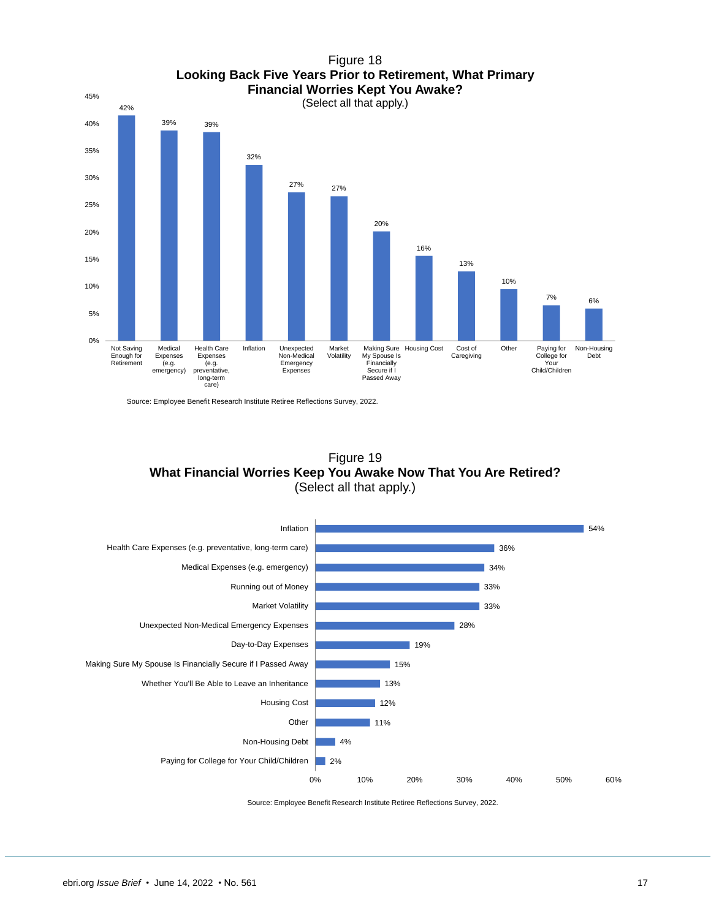Figure 18

**Looking Back Five Years Prior to Retirement, What Primary Financial Worries Kept You Awake?**

(Select all that apply.)

| Worry | Percentage |
| --- | --- |
| Not Saving Enough for Retirement | 42% |
| Medical Expenses (e.g. emergency) | 39% |
| Health Care Expenses (e.g. preventative, long-term care) | 39% |
| Inflation | 32% |
| Unexpected Non-Medical Emergency Expenses | 27% |
| Market Volatility | 27% |
| Making Sure My Spouse Is Financially Secure if I Passed Away | 20% |
| Housing Cost | 16% |
| Cost of Caregiving | 13% |
| Other | 10% |
| Paying for College for Your Child/Children | 7% |
| Non-Housing Debt | 6% |

Source: Employee Benefit Research Institute Retiree Reflections Survey, 2022.

Figure 19

**What Financial Worries Keep You Awake Now That You Are Retired?**

(Select all that apply.)

| Worry | Percentage |
| --- | --- |
| Inflation | 54% |
| Health Care Expenses (e.g. preventative, long-term care) | 36% |
| Medical Expenses (e.g. emergency) | 34% |
| Running out of Money | 33% |
| Market Volatility | 33% |
| Unexpected Non-Medical Emergency Expenses | 28% |
| Day-to-Day Expenses | 19% |
| Making Sure My Spouse Is Financially Secure if I Passed Away | 15% |
| Whether You'll Be Able to Leave an Inheritance | 13% |
| Housing Cost | 12% |
| Other | 11% |
| Non-Housing Debt | 4% |
| Paying for College for Your Child/Children | 2% |

Source: Employee Benefit Research Institute Retiree Reflections Survey, 2022.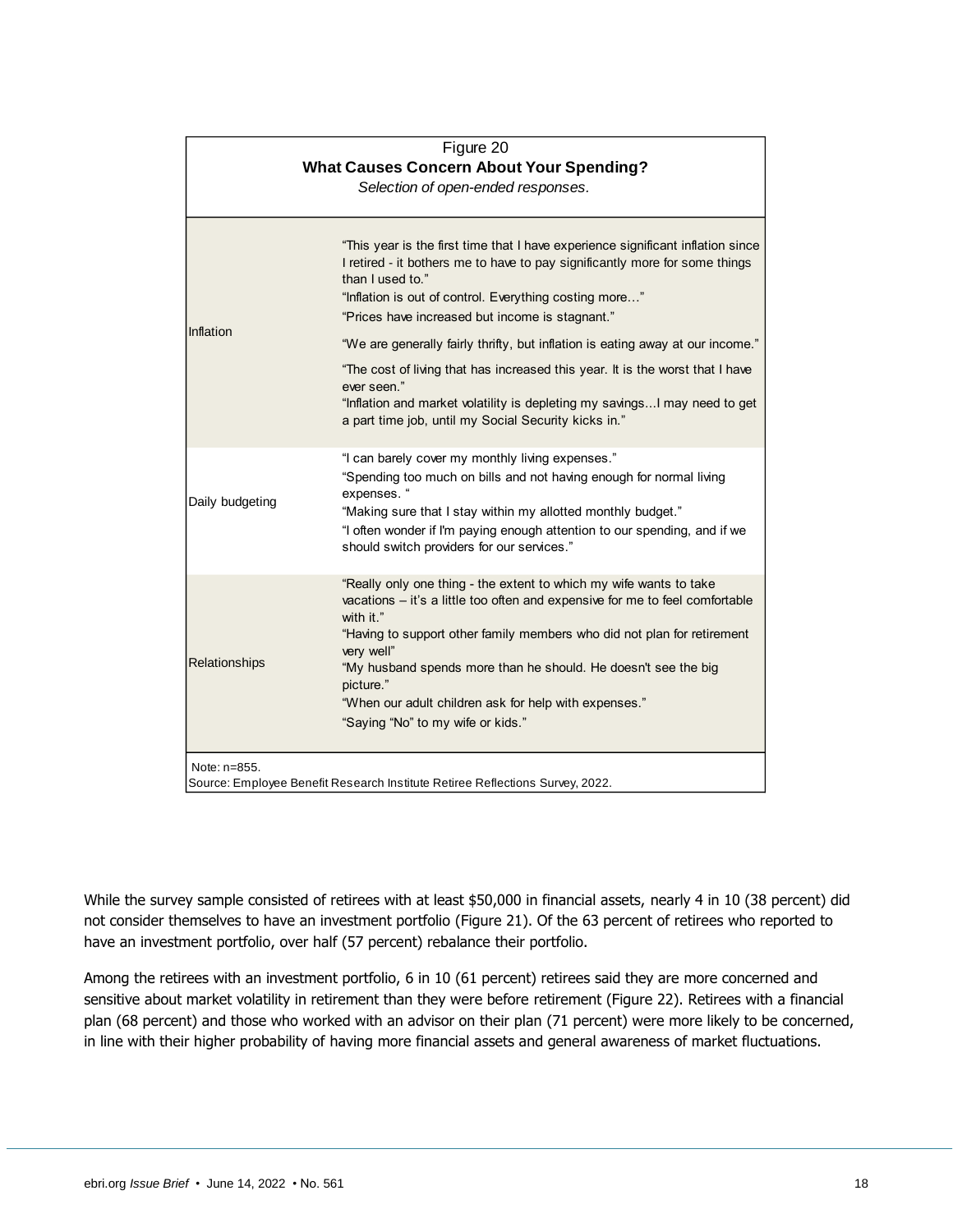Figure 20
**What Causes Concern About Your Spending?**
*Selection of open-ended responses.*

| | |
|---|---|
| Inflation | "This year is the first time that I have experience significant inflation since I retired - it bothers me to have to pay significantly more for some things than I used to."<br>"Inflation is out of control. Everything costing more…"<br>"Prices have increased but income is stagnant."<br>"We are generally fairly thrifty, but inflation is eating away at our income."<br>"The cost of living that has increased this year. It is the worst that I have ever seen."<br>"Inflation and market volatility is depleting my savings...I may need to get a part time job, until my Social Security kicks in." |
| Daily budgeting | "I can barely cover my monthly living expenses."<br>"Spending too much on bills and not having enough for normal living expenses. "<br>"Making sure that I stay within my allotted monthly budget."<br>"I often wonder if I'm paying enough attention to our spending, and if we should switch providers for our services." |
| Relationships | "Really only one thing - the extent to which my wife wants to take vacations – it's a little too often and expensive for me to feel comfortable with it."<br>"Having to support other family members who did not plan for retirement very well"<br>"My husband spends more than he should. He doesn't see the big picture."<br>"When our adult children ask for help with expenses."<br>"Saying "No" to my wife or kids." |

Note: n=855.
Source: Employee Benefit Research Institute Retiree Reflections Survey, 2022.

While the survey sample consisted of retirees with at least $50,000 in financial assets, nearly 4 in 10 (38 percent) did not consider themselves to have an investment portfolio (Figure 21). Of the 63 percent of retirees who reported to have an investment portfolio, over half (57 percent) rebalance their portfolio.

Among the retirees with an investment portfolio, 6 in 10 (61 percent) retirees said they are more concerned and sensitive about market volatility in retirement than they were before retirement (Figure 22). Retirees with a financial plan (68 percent) and those who worked with an advisor on their plan (71 percent) were more likely to be concerned, in line with their higher probability of having more financial assets and general awareness of market fluctuations.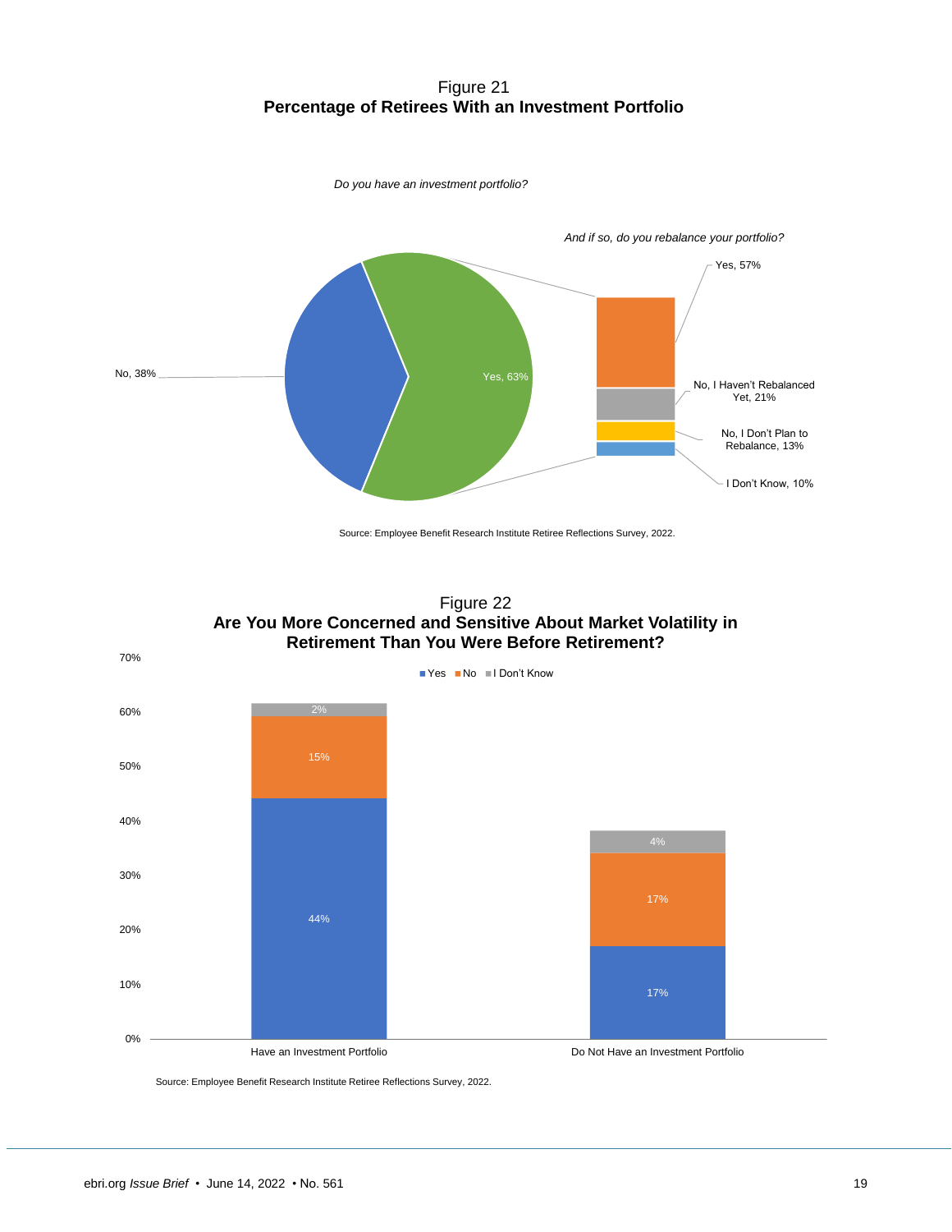Figure 21
**Percentage of Retirees With an Investment Portfolio**

*Do you have an investment portfolio?*

*And if so, do you rebalance your portfolio?*

| Do you have an investment portfolio? | Percentage |
|---|---|
| Yes | 63% |
| No | 38% |

| And if so, do you rebalance your portfolio? | Percentage |
|---|---|
| Yes | 57% |
| No, I Haven't Rebalanced Yet | 21% |
| No, I Don't Plan to Rebalance | 13% |
| I Don't Know | 10% |

Source: Employee Benefit Research Institute Retiree Reflections Survey, 2022.

Figure 22
**Are You More Concerned and Sensitive About Market Volatility in Retirement Than You Were Before Retirement?**

| | Yes | No | I Don't Know |
|---|---|---|---|
| Have an Investment Portfolio | 44% | 15% | 2% |
| Do Not Have an Investment Portfolio | 17% | 17% | 4% |

Source: Employee Benefit Research Institute Retiree Reflections Survey, 2022.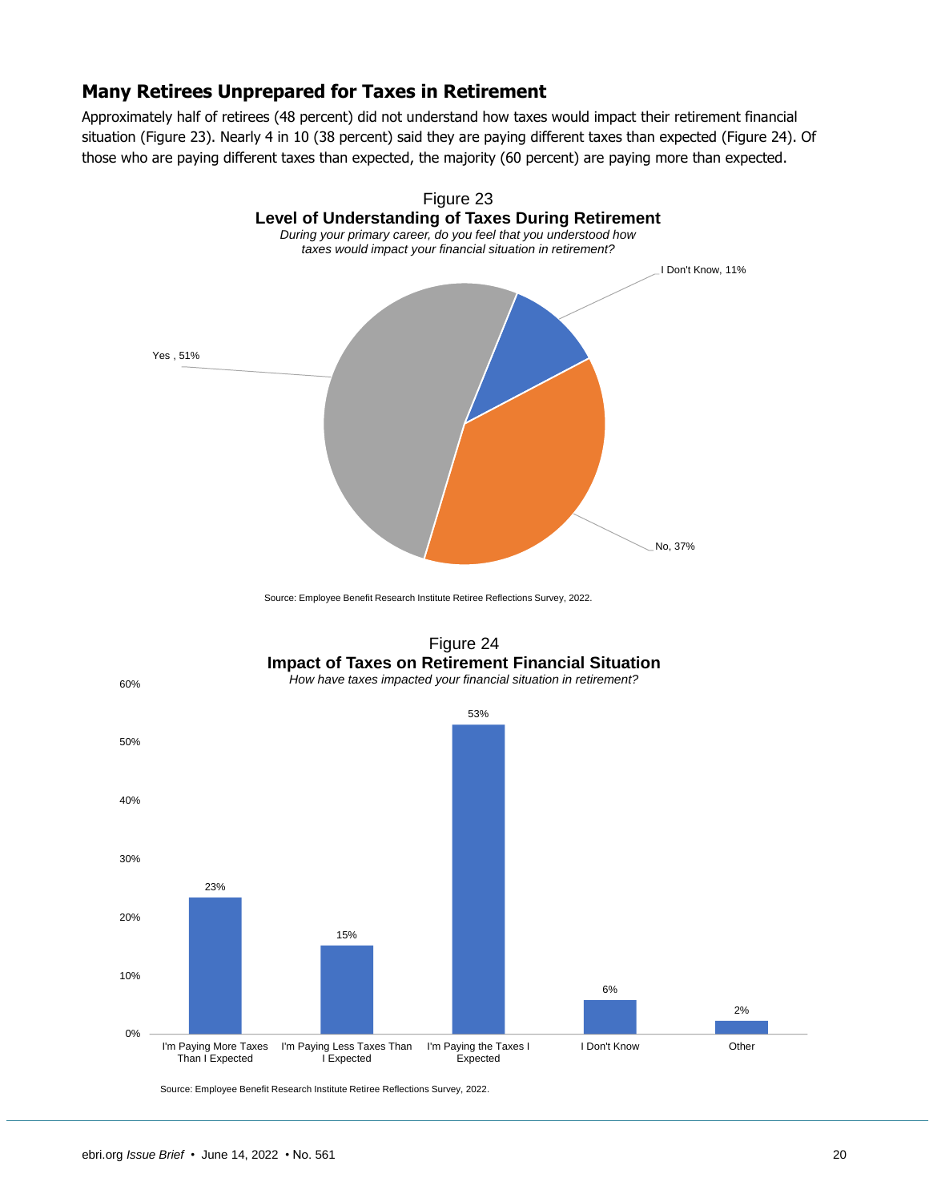## Many Retirees Unprepared for Taxes in Retirement

Approximately half of retirees (48 percent) did not understand how taxes would impact their retirement financial situation (Figure 23). Nearly 4 in 10 (38 percent) said they are paying different taxes than expected (Figure 24). Of those who are paying different taxes than expected, the majority (60 percent) are paying more than expected.

Figure 23
**Level of Understanding of Taxes During Retirement**
*During your primary career, do you feel that you understood how taxes would impact your financial situation in retirement?*

| Response | Percent |
| --- | --- |
| Yes | 51% |
| No | 37% |
| I Don't Know | 11% |

Source: Employee Benefit Research Institute Retiree Reflections Survey, 2022.

Figure 24
**Impact of Taxes on Retirement Financial Situation**
*How have taxes impacted your financial situation in retirement?*

| Response | Percent |
| --- | --- |
| I'm Paying More Taxes Than I Expected | 23% |
| I'm Paying Less Taxes Than I Expected | 15% |
| I'm Paying the Taxes I Expected | 53% |
| I Don't Know | 6% |
| Other | 2% |

Source: Employee Benefit Research Institute Retiree Reflections Survey, 2022.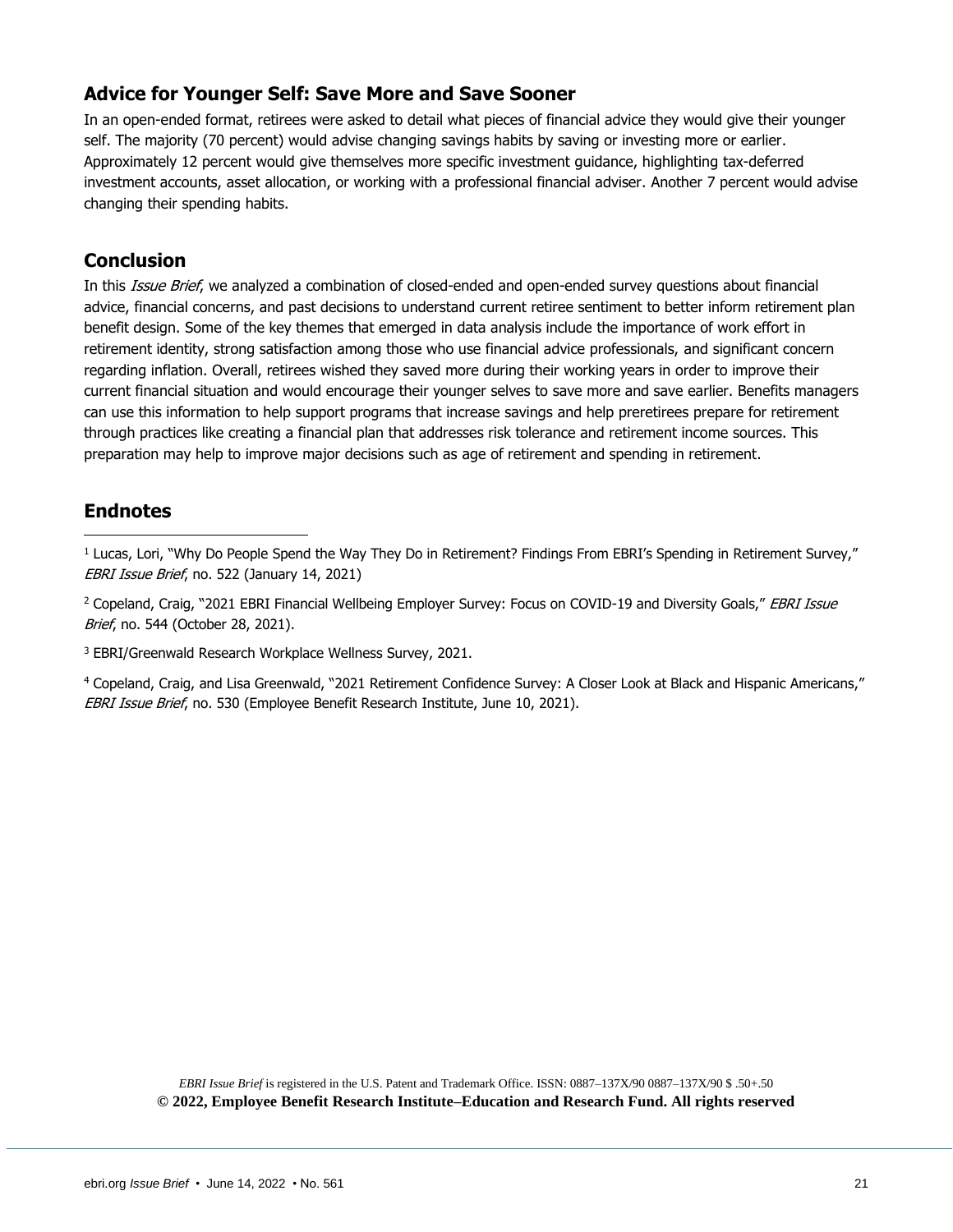## Advice for Younger Self: Save More and Save Sooner

In an open-ended format, retirees were asked to detail what pieces of financial advice they would give their younger self. The majority (70 percent) would advise changing savings habits by saving or investing more or earlier. Approximately 12 percent would give themselves more specific investment guidance, highlighting tax-deferred investment accounts, asset allocation, or working with a professional financial adviser. Another 7 percent would advise changing their spending habits.

## Conclusion

In this *Issue Brief*, we analyzed a combination of closed-ended and open-ended survey questions about financial advice, financial concerns, and past decisions to understand current retiree sentiment to better inform retirement plan benefit design. Some of the key themes that emerged in data analysis include the importance of work effort in retirement identity, strong satisfaction among those who use financial advice professionals, and significant concern regarding inflation. Overall, retirees wished they saved more during their working years in order to improve their current financial situation and would encourage their younger selves to save more and save earlier. Benefits managers can use this information to help support programs that increase savings and help preretirees prepare for retirement through practices like creating a financial plan that addresses risk tolerance and retirement income sources. This preparation may help to improve major decisions such as age of retirement and spending in retirement.

## Endnotes

[1] Lucas, Lori, "Why Do People Spend the Way They Do in Retirement? Findings From EBRI's Spending in Retirement Survey," *EBRI Issue Brief*, no. 522 (January 14, 2021)

[2] Copeland, Craig, "2021 EBRI Financial Wellbeing Employer Survey: Focus on COVID-19 and Diversity Goals," *EBRI Issue Brief*, no. 544 (October 28, 2021).

[3] EBRI/Greenwald Research Workplace Wellness Survey, 2021.

[4] Copeland, Craig, and Lisa Greenwald, "2021 Retirement Confidence Survey: A Closer Look at Black and Hispanic Americans," *EBRI Issue Brief*, no. 530 (Employee Benefit Research Institute, June 10, 2021).

*EBRI Issue Brief* is registered in the U.S. Patent and Trademark Office. ISSN: 0887–137X/90 0887–137X/90 $ .50+.50

**© 2022, Employee Benefit Research Institute–Education and Research Fund. All rights reserved**